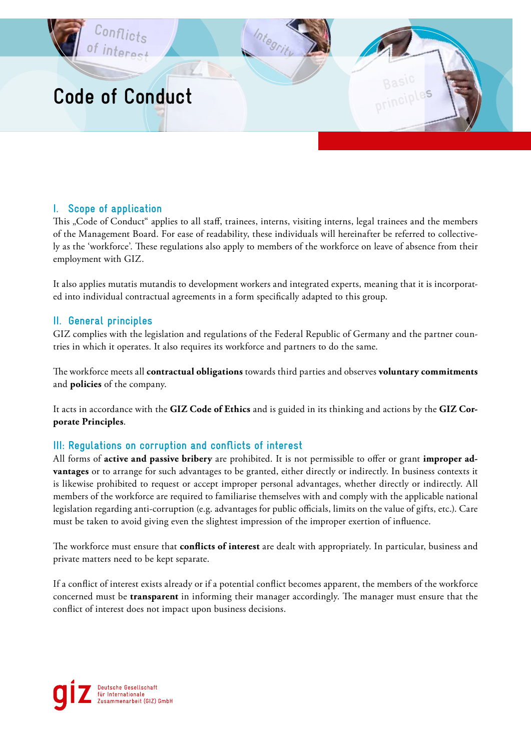# Code of Conduct

## I. Scope of application

This „Code of Conduct" applies to all staff, trainees, interns, visiting interns, legal trainees and the members of the Management Board. For ease of readability, these individuals will hereinafter be referred to collectively as the 'workforce'. These regulations also apply to members of the workforce on leave of absence from their employment with GIZ.

It also applies mutatis mutandis to development workers and integrated experts, meaning that it is incorporated into individual contractual agreements in a form specifically adapted to this group.

## II. General principles

GIZ complies with the legislation and regulations of the Federal Republic of Germany and the partner countries in which it operates. It also requires its workforce and partners to do the same.

The workforce meets all **contractual obligations** towards third parties and observes **voluntary commitments** and **policies** of the company.

It acts in accordance with the **GIZ Code of Ethics** and is guided in its thinking and actions by the **GIZ Corporate Principles**.

## III: Regulations on corruption and conflicts of interest

All forms of **active and passive bribery** are prohibited. It is not permissible to offer or grant **improper advantages** or to arrange for such advantages to be granted, either directly or indirectly. In business contexts it is likewise prohibited to request or accept improper personal advantages, whether directly or indirectly. All members of the workforce are required to familiarise themselves with and comply with the applicable national legislation regarding anti-corruption (e.g. advantages for public officials, limits on the value of gifts, etc.). Care must be taken to avoid giving even the slightest impression of the improper exertion of influence.

The workforce must ensure that **conflicts of interest** are dealt with appropriately. In particular, business and private matters need to be kept separate.

If a conflict of interest exists already or if a potential conflict becomes apparent, the members of the workforce concerned must be **transparent** in informing their manager accordingly. The manager must ensure that the conflict of interest does not impact upon business decisions.

giz Deutsche Gesellschaft für Internationale Zusammenarbeit (GIZ) GmbH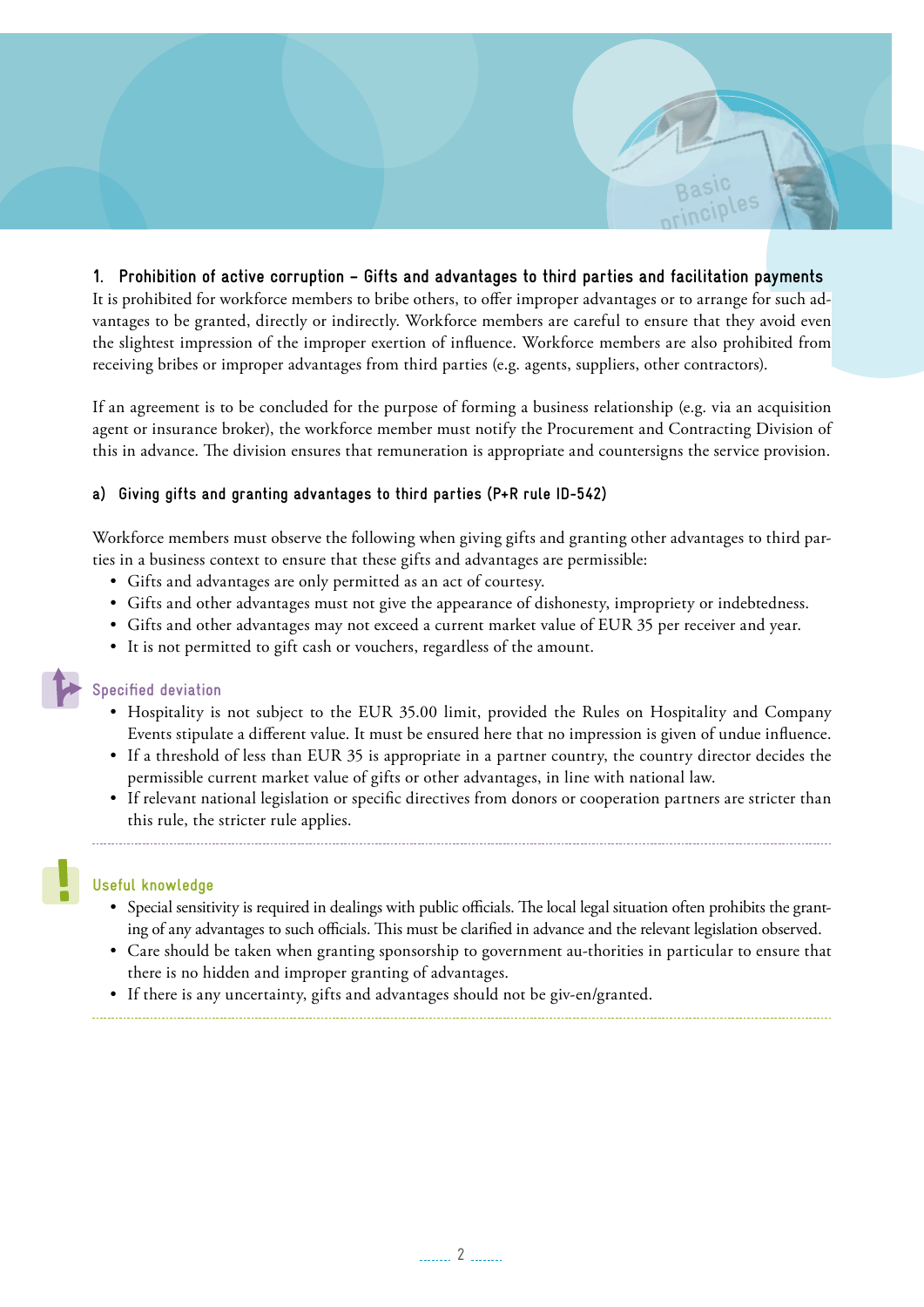## 1. Prohibition of active corruption – Gifts and advantages to third parties and facilitation payments

It is prohibited for workforce members to bribe others, to offer improper advantages or to arrange for such advantages to be granted, directly or indirectly. Workforce members are careful to ensure that they avoid even the slightest impression of the improper exertion of influence. Workforce members are also prohibited from receiving bribes or improper advantages from third parties (e.g. agents, suppliers, other contractors).

If an agreement is to be concluded for the purpose of forming a business relationship (e.g. via an acquisition agent or insurance broker), the workforce member must notify the Procurement and Contracting Division of this in advance. The division ensures that remuneration is appropriate and countersigns the service provision.

### a) Giving gifts and granting advantages to third parties (P+R rule ID-542)

Workforce members must observe the following when giving gifts and granting other advantages to third parties in a business context to ensure that these gifts and advantages are permissible:

- Gifts and advantages are only permitted as an act of courtesy.
- Gifts and other advantages must not give the appearance of dishonesty, impropriety or indebtedness.
- Gifts and other advantages may not exceed a current market value of EUR 35 per receiver and year.
- It is not permitted to gift cash or vouchers, regardless of the amount.

#### Specified deviation

- Hospitality is not subject to the EUR 35.00 limit, provided the Rules on Hospitality and Company Events stipulate a different value. It must be ensured here that no impression is given of undue influence.
- If a threshold of less than EUR 35 is appropriate in a partner country, the country director decides the permissible current market value of gifts or other advantages, in line with national law.
- If relevant national legislation or specific directives from donors or cooperation partners are stricter than this rule, the stricter rule applies.

#### Useful knowledge

- Special sensitivity is required in dealings with public officials. The local legal situation often prohibits the granting of any advantages to such officials. This must be clarified in advance and the relevant legislation observed.
- Care should be taken when granting sponsorship to government au-thorities in particular to ensure that there is no hidden and improper granting of advantages.
- If there is any uncertainty, gifts and advantages should not be giv-en/granted.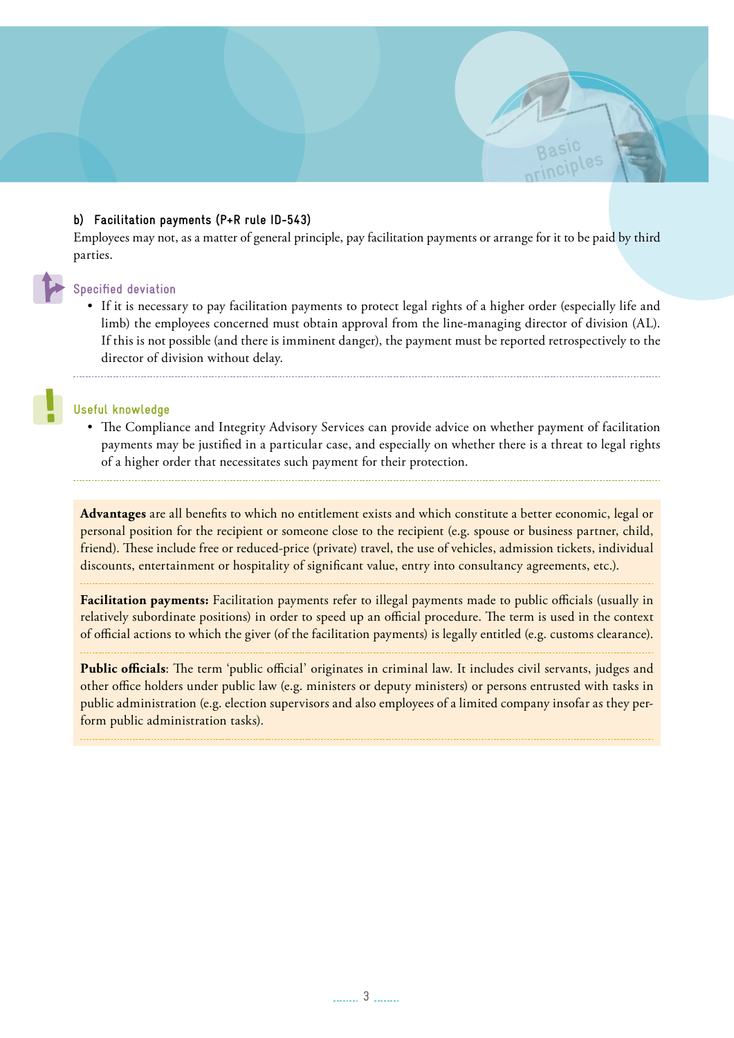### b) Facilitation payments (P+R rule ID-543)

Employees may not, as a matter of general principle, pay facilitation payments or arrange for it to be paid by third parties.

#### Specified deviation

- If it is necessary to pay facilitation payments to protect legal rights of a higher order (especially life and limb) the employees concerned must obtain approval from the line-managing director of division (AL). If this is not possible (and there is imminent danger), the payment must be reported retrospectively to the director of division without delay.

#### Useful knowledge

- The Compliance and Integrity Advisory Services can provide advice on whether payment of facilitation payments may be justified in a particular case, and especially on whether there is a threat to legal rights of a higher order that necessitates such payment for their protection.

**Advantages** are all benefits to which no entitlement exists and which constitute a better economic, legal or personal position for the recipient or someone close to the recipient (e.g. spouse or business partner, child, friend). These include free or reduced-price (private) travel, the use of vehicles, admission tickets, individual discounts, entertainment or hospitality of significant value, entry into consultancy agreements, etc.).

**Facilitation payments:** Facilitation payments refer to illegal payments made to public officials (usually in relatively subordinate positions) in order to speed up an official procedure. The term is used in the context of official actions to which the giver (of the facilitation payments) is legally entitled (e.g. customs clearance).

**Public officials**: The term 'public official' originates in criminal law. It includes civil servants, judges and other office holders under public law (e.g. ministers or deputy ministers) or persons entrusted with tasks in public administration (e.g. election supervisors and also employees of a limited company insofar as they perform public administration tasks).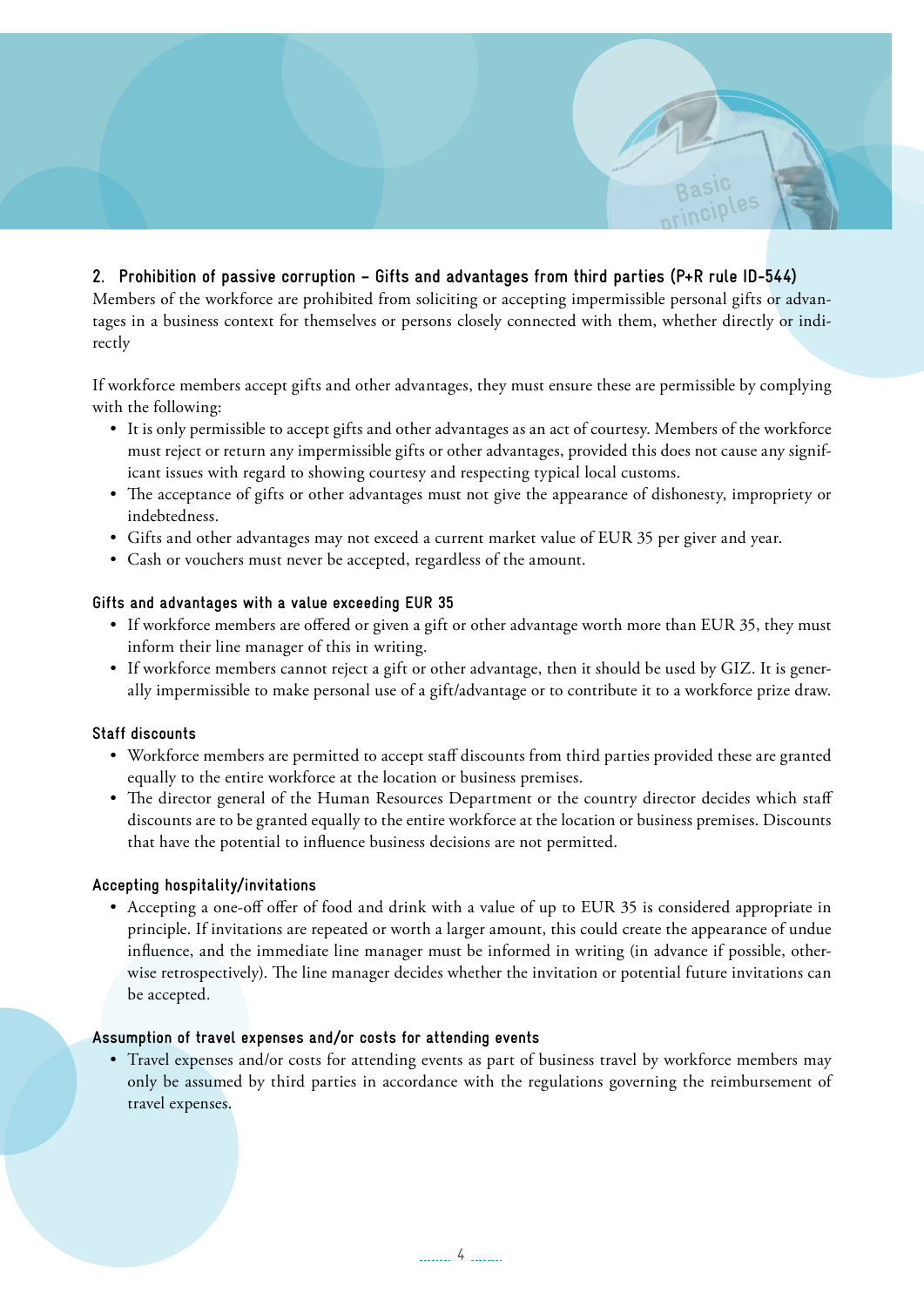## 2. Prohibition of passive corruption – Gifts and advantages from third parties (P+R rule ID-544)

Members of the workforce are prohibited from soliciting or accepting impermissible personal gifts or advantages in a business context for themselves or persons closely connected with them, whether directly or indirectly

If workforce members accept gifts and other advantages, they must ensure these are permissible by complying with the following:

- It is only permissible to accept gifts and other advantages as an act of courtesy. Members of the workforce must reject or return any impermissible gifts or other advantages, provided this does not cause any significant issues with regard to showing courtesy and respecting typical local customs.
- The acceptance of gifts or other advantages must not give the appearance of dishonesty, impropriety or indebtedness.
- Gifts and other advantages may not exceed a current market value of EUR 35 per giver and year.
- Cash or vouchers must never be accepted, regardless of the amount.

### Gifts and advantages with a value exceeding EUR 35

- If workforce members are offered or given a gift or other advantage worth more than EUR 35, they must inform their line manager of this in writing.
- If workforce members cannot reject a gift or other advantage, then it should be used by GIZ. It is generally impermissible to make personal use of a gift/advantage or to contribute it to a workforce prize draw.

### Staff discounts

- Workforce members are permitted to accept staff discounts from third parties provided these are granted equally to the entire workforce at the location or business premises.
- The director general of the Human Resources Department or the country director decides which staff discounts are to be granted equally to the entire workforce at the location or business premises. Discounts that have the potential to influence business decisions are not permitted.

### Accepting hospitality/invitations

- Accepting a one-off offer of food and drink with a value of up to EUR 35 is considered appropriate in principle. If invitations are repeated or worth a larger amount, this could create the appearance of undue influence, and the immediate line manager must be informed in writing (in advance if possible, otherwise retrospectively). The line manager decides whether the invitation or potential future invitations can be accepted.

### Assumption of travel expenses and/or costs for attending events

- Travel expenses and/or costs for attending events as part of business travel by workforce members may only be assumed by third parties in accordance with the regulations governing the reimbursement of travel expenses.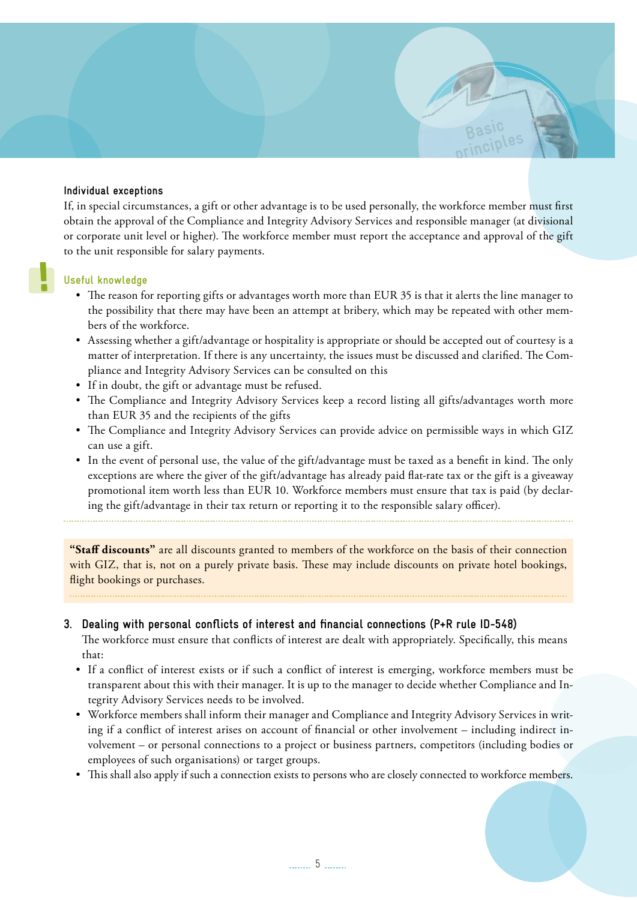### Individual exceptions

If, in special circumstances, a gift or other advantage is to be used personally, the workforce member must first obtain the approval of the Compliance and Integrity Advisory Services and responsible manager (at divisional or corporate unit level or higher). The workforce member must report the acceptance and approval of the gift to the unit responsible for salary payments.

### Useful knowledge

- The reason for reporting gifts or advantages worth more than EUR 35 is that it alerts the line manager to the possibility that there may have been an attempt at bribery, which may be repeated with other members of the workforce.
- Assessing whether a gift/advantage or hospitality is appropriate or should be accepted out of courtesy is a matter of interpretation. If there is any uncertainty, the issues must be discussed and clarified. The Compliance and Integrity Advisory Services can be consulted on this
- If in doubt, the gift or advantage must be refused.
- The Compliance and Integrity Advisory Services keep a record listing all gifts/advantages worth more than EUR 35 and the recipients of the gifts
- The Compliance and Integrity Advisory Services can provide advice on permissible ways in which GIZ can use a gift.
- In the event of personal use, the value of the gift/advantage must be taxed as a benefit in kind. The only exceptions are where the giver of the gift/advantage has already paid flat-rate tax or the gift is a giveaway promotional item worth less than EUR 10. Workforce members must ensure that tax is paid (by declaring the gift/advantage in their tax return or reporting it to the responsible salary officer).

**"Staff discounts"** are all discounts granted to members of the workforce on the basis of their connection with GIZ, that is, not on a purely private basis. These may include discounts on private hotel bookings, flight bookings or purchases.

## 3. Dealing with personal conflicts of interest and financial connections (P+R rule ID-548)

The workforce must ensure that conflicts of interest are dealt with appropriately. Specifically, this means that:

- If a conflict of interest exists or if such a conflict of interest is emerging, workforce members must be transparent about this with their manager. It is up to the manager to decide whether Compliance and Integrity Advisory Services needs to be involved.
- Workforce members shall inform their manager and Compliance and Integrity Advisory Services in writing if a conflict of interest arises on account of financial or other involvement – including indirect involvement – or personal connections to a project or business partners, competitors (including bodies or employees of such organisations) or target groups.
- This shall also apply if such a connection exists to persons who are closely connected to workforce members.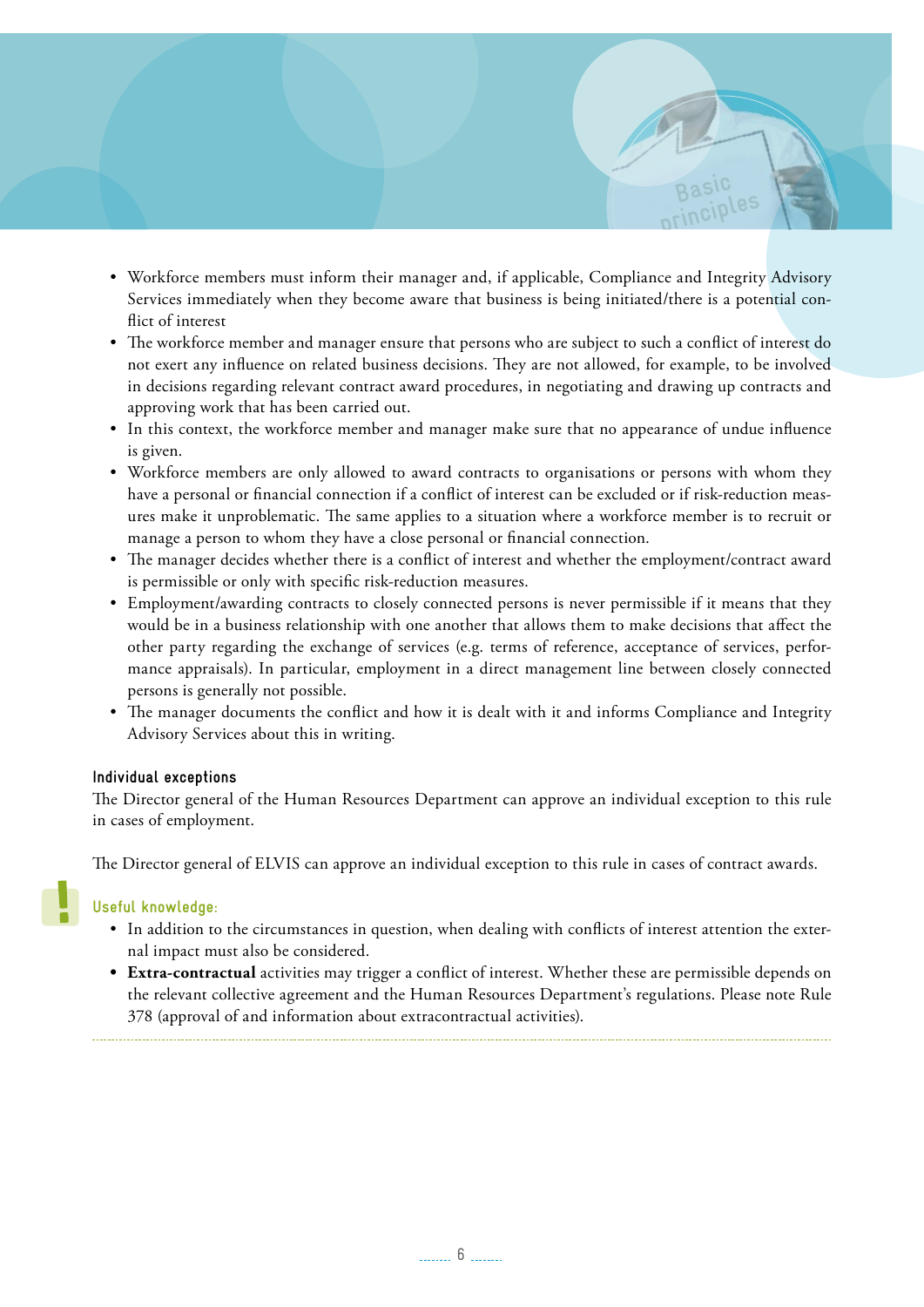- Workforce members must inform their manager and, if applicable, Compliance and Integrity Advisory Services immediately when they become aware that business is being initiated/there is a potential conflict of interest
- The workforce member and manager ensure that persons who are subject to such a conflict of interest do not exert any influence on related business decisions. They are not allowed, for example, to be involved in decisions regarding relevant contract award procedures, in negotiating and drawing up contracts and approving work that has been carried out.
- In this context, the workforce member and manager make sure that no appearance of undue influence is given.
- Workforce members are only allowed to award contracts to organisations or persons with whom they have a personal or financial connection if a conflict of interest can be excluded or if risk-reduction measures make it unproblematic. The same applies to a situation where a workforce member is to recruit or manage a person to whom they have a close personal or financial connection.
- The manager decides whether there is a conflict of interest and whether the employment/contract award is permissible or only with specific risk-reduction measures.
- Employment/awarding contracts to closely connected persons is never permissible if it means that they would be in a business relationship with one another that allows them to make decisions that affect the other party regarding the exchange of services (e.g. terms of reference, acceptance of services, performance appraisals). In particular, employment in a direct management line between closely connected persons is generally not possible.
- The manager documents the conflict and how it is dealt with it and informs Compliance and Integrity Advisory Services about this in writing.

#### Individual exceptions

The Director general of the Human Resources Department can approve an individual exception to this rule in cases of employment.

The Director general of ELVIS can approve an individual exception to this rule in cases of contract awards.

#### Useful knowledge:

- In addition to the circumstances in question, when dealing with conflicts of interest attention the external impact must also be considered.
- **Extra-contractual** activities may trigger a conflict of interest. Whether these are permissible depends on the relevant collective agreement and the Human Resources Department's regulations. Please note Rule 378 (approval of and information about extracontractual activities).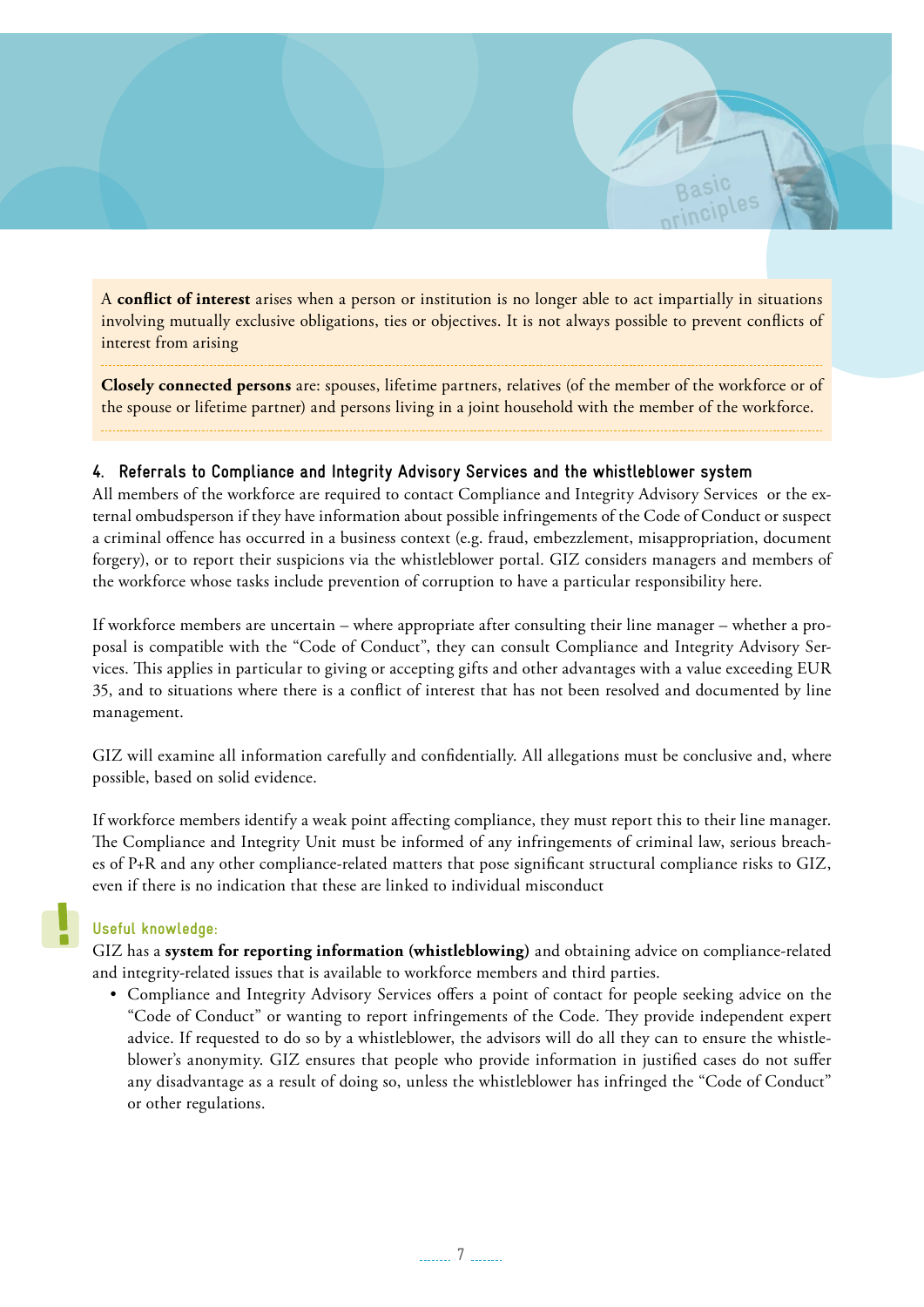A **conflict of interest** arises when a person or institution is no longer able to act impartially in situations involving mutually exclusive obligations, ties or objectives. It is not always possible to prevent conflicts of interest from arising

**Closely connected persons** are: spouses, lifetime partners, relatives (of the member of the workforce or of the spouse or lifetime partner) and persons living in a joint household with the member of the workforce.

### 4. Referrals to Compliance and Integrity Advisory Services and the whistleblower system

All members of the workforce are required to contact Compliance and Integrity Advisory Services or the external ombudsperson if they have information about possible infringements of the Code of Conduct or suspect a criminal offence has occurred in a business context (e.g. fraud, embezzlement, misappropriation, document forgery), or to report their suspicions via the whistleblower portal. GIZ considers managers and members of the workforce whose tasks include prevention of corruption to have a particular responsibility here.

If workforce members are uncertain – where appropriate after consulting their line manager – whether a proposal is compatible with the "Code of Conduct", they can consult Compliance and Integrity Advisory Services. This applies in particular to giving or accepting gifts and other advantages with a value exceeding EUR 35, and to situations where there is a conflict of interest that has not been resolved and documented by line management.

GIZ will examine all information carefully and confidentially. All allegations must be conclusive and, where possible, based on solid evidence.

If workforce members identify a weak point affecting compliance, they must report this to their line manager. The Compliance and Integrity Unit must be informed of any infringements of criminal law, serious breaches of P+R and any other compliance-related matters that pose significant structural compliance risks to GIZ, even if there is no indication that these are linked to individual misconduct

**Useful knowledge:**

GIZ has a **system for reporting information (whistleblowing)** and obtaining advice on compliance-related and integrity-related issues that is available to workforce members and third parties.

- Compliance and Integrity Advisory Services offers a point of contact for people seeking advice on the "Code of Conduct" or wanting to report infringements of the Code. They provide independent expert advice. If requested to do so by a whistleblower, the advisors will do all they can to ensure the whistleblower's anonymity. GIZ ensures that people who provide information in justified cases do not suffer any disadvantage as a result of doing so, unless the whistleblower has infringed the "Code of Conduct" or other regulations.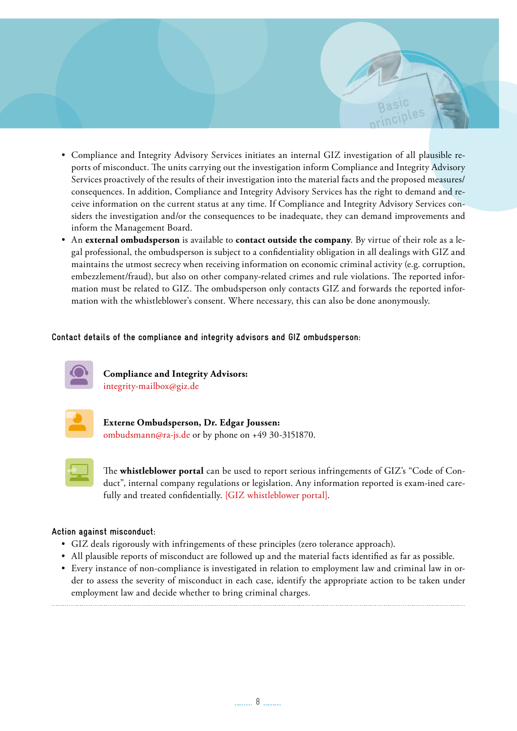- Compliance and Integrity Advisory Services initiates an internal GIZ investigation of all plausible reports of misconduct. The units carrying out the investigation inform Compliance and Integrity Advisory Services proactively of the results of their investigation into the material facts and the proposed measures/consequences. In addition, Compliance and Integrity Advisory Services has the right to demand and receive information on the current status at any time. If Compliance and Integrity Advisory Services considers the investigation and/or the consequences to be inadequate, they can demand improvements and inform the Management Board.
- An **external ombudsperson** is available to **contact outside the company**. By virtue of their role as a legal professional, the ombudsperson is subject to a confidentiality obligation in all dealings with GIZ and maintains the utmost secrecy when receiving information on economic criminal activity (e.g. corruption, embezzlement/fraud), but also on other company-related crimes and rule violations. The reported information must be related to GIZ. The ombudsperson only contacts GIZ and forwards the reported information with the whistleblower's consent. Where necessary, this can also be done anonymously.

**Contact details of the compliance and integrity advisors and GIZ ombudsperson:**

**Compliance and Integrity Advisors:**
integrity-mailbox@giz.de

**Externe Ombudsperson, Dr. Edgar Joussen:**
ombudsmann@ra-js.de or by phone on +49 30-3151870.

The **whistleblower portal** can be used to report serious infringements of GIZ's "Code of Conduct", internal company regulations or legislation. Any information reported is exam-ined carefully and treated confidentially. [GIZ whistleblower portal].

**Action against misconduct:**

- GIZ deals rigorously with infringements of these principles (zero tolerance approach).
- All plausible reports of misconduct are followed up and the material facts identified as far as possible.
- Every instance of non-compliance is investigated in relation to employment law and criminal law in order to assess the severity of misconduct in each case, identify the appropriate action to be taken under employment law and decide whether to bring criminal charges.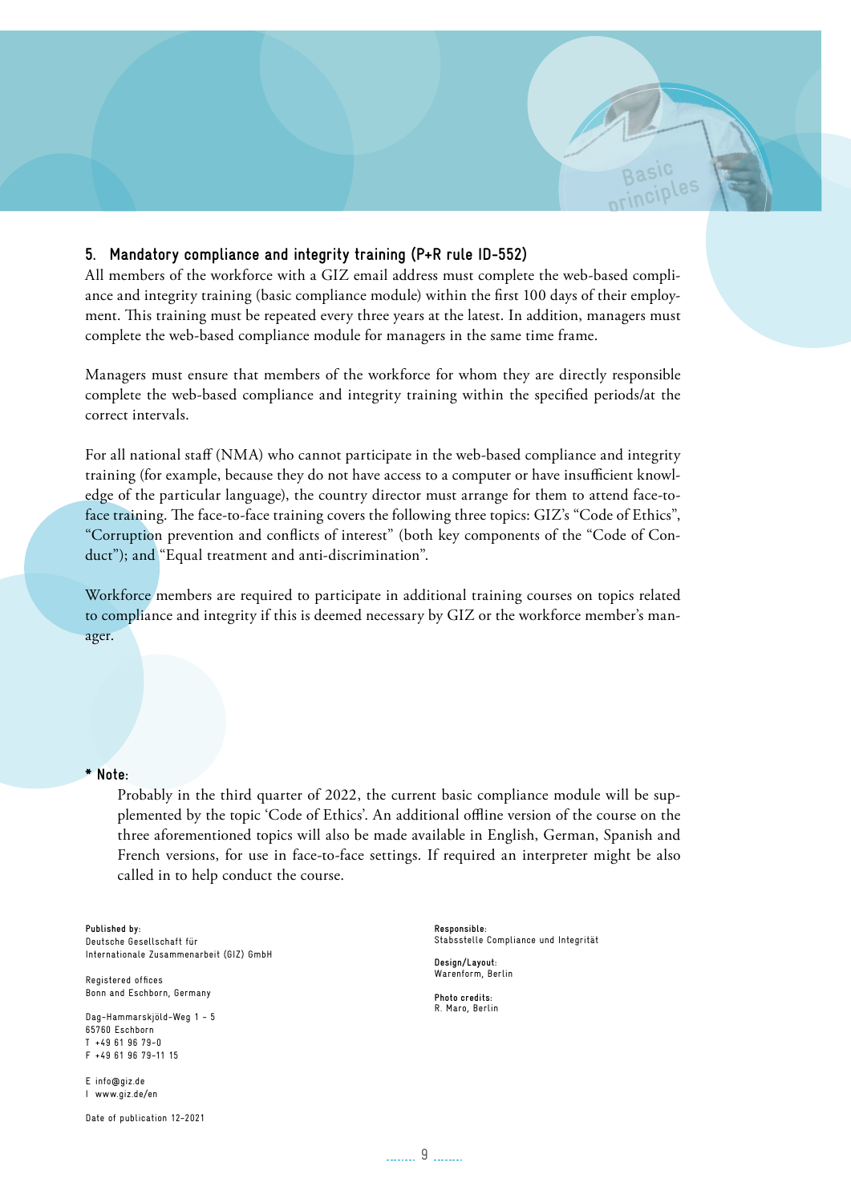### 5. Mandatory compliance and integrity training (P+R rule ID-552)

All members of the workforce with a GIZ email address must complete the web-based compliance and integrity training (basic compliance module) within the first 100 days of their employment. This training must be repeated every three years at the latest. In addition, managers must complete the web-based compliance module for managers in the same time frame.

Managers must ensure that members of the workforce for whom they are directly responsible complete the web-based compliance and integrity training within the specified periods/at the correct intervals.

For all national staff (NMA) who cannot participate in the web-based compliance and integrity training (for example, because they do not have access to a computer or have insufficient knowledge of the particular language), the country director must arrange for them to attend face-to-face training. The face-to-face training covers the following three topics: GIZ's "Code of Ethics", "Corruption prevention and conflicts of interest" (both key components of the "Code of Conduct"); and "Equal treatment and anti-discrimination".

Workforce members are required to participate in additional training courses on topics related to compliance and integrity if this is deemed necessary by GIZ or the workforce member's manager.

**\* Note:**

Probably in the third quarter of 2022, the current basic compliance module will be supplemented by the topic 'Code of Ethics'. An additional offline version of the course on the three aforementioned topics will also be made available in English, German, Spanish and French versions, for use in face-to-face settings. If required an interpreter might be also called in to help conduct the course.

**Published by:**
Deutsche Gesellschaft für
Internationale Zusammenarbeit (GIZ) GmbH

Registered offices
Bonn and Eschborn, Germany

Dag-Hammarskjöld-Weg 1 - 5
65760 Eschborn
T +49 61 96 79-0
F +49 61 96 79-11 15

E info@giz.de
I www.giz.de/en

Date of publication 12-2021

**Responsible:**
Stabsstelle Compliance und Integrität

**Design/Layout:**
Warenform, Berlin

**Photo credits:**
R. Maro, Berlin